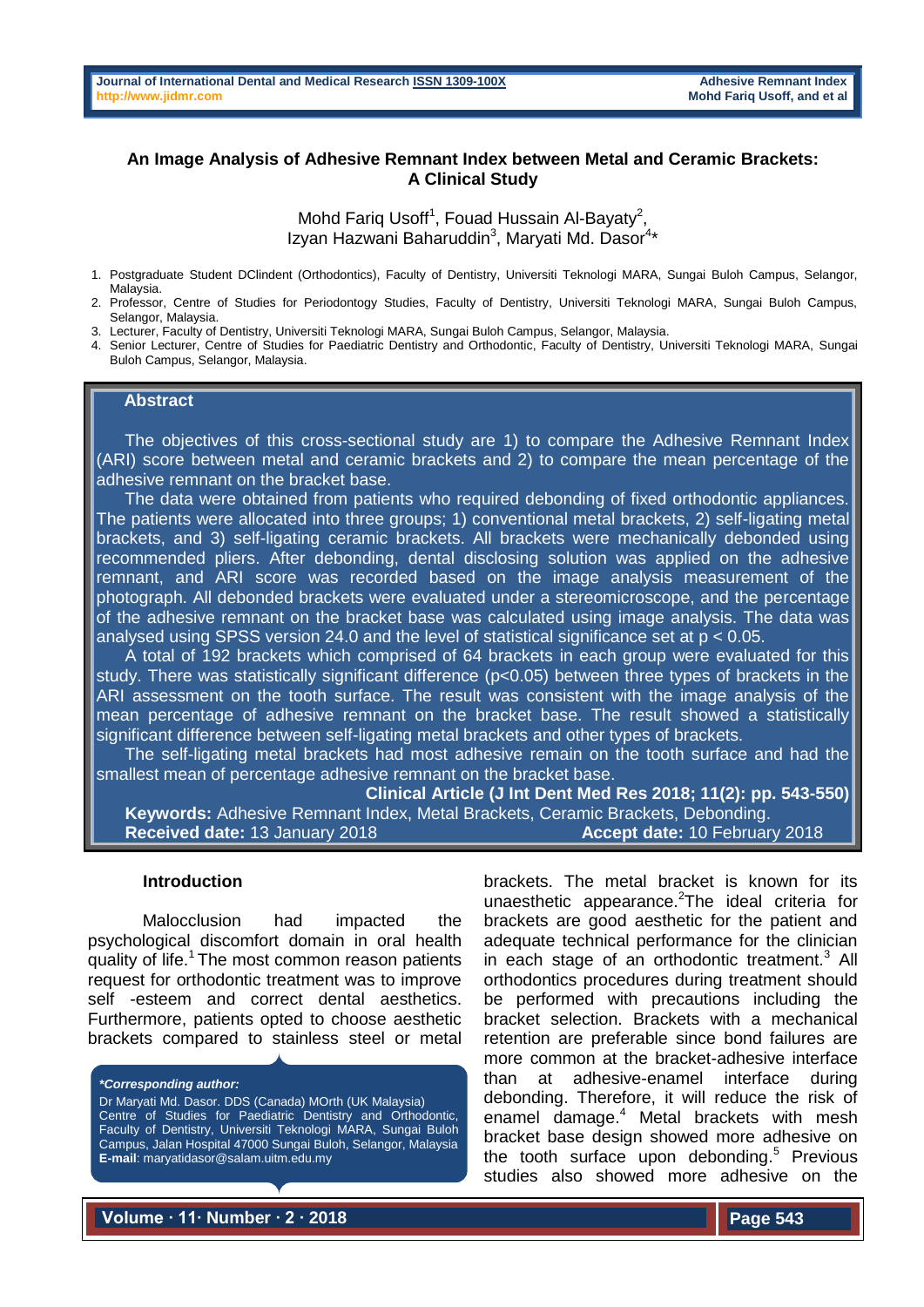# An Image Analysis of Adhesive Remnant Index between Metal and Ceramic Brackets: A Clinical Study

Mohd Fariq Usoff[1], Fouad Hussain Al-Bayaty[2], Izyan Hazwani Baharuddin[3], Maryati Md. Dasor[4]*

1. Postgraduate Student DClindent (Orthodontics), Faculty of Dentistry, Universiti Teknologi MARA, Sungai Buloh Campus, Selangor, Malaysia.
2. Professor, Centre of Studies for Periodontogy Studies, Faculty of Dentistry, Universiti Teknologi MARA, Sungai Buloh Campus, Selangor, Malaysia.
3. Lecturer, Faculty of Dentistry, Universiti Teknologi MARA, Sungai Buloh Campus, Selangor, Malaysia.
4. Senior Lecturer, Centre of Studies for Paediatric Dentistry and Orthodontic, Faculty of Dentistry, Universiti Teknologi MARA, Sungai Buloh Campus, Selangor, Malaysia.

## Abstract

The objectives of this cross-sectional study are 1) to compare the Adhesive Remnant Index (ARI) score between metal and ceramic brackets and 2) to compare the mean percentage of the adhesive remnant on the bracket base.

The data were obtained from patients who required debonding of fixed orthodontic appliances. The patients were allocated into three groups; 1) conventional metal brackets, 2) self-ligating metal brackets, and 3) self-ligating ceramic brackets. All brackets were mechanically debonded using recommended pliers. After debonding, dental disclosing solution was applied on the adhesive remnant, and ARI score was recorded based on the image analysis measurement of the photograph. All debonded brackets were evaluated under a stereomicroscope, and the percentage of the adhesive remnant on the bracket base was calculated using image analysis. The data was analysed using SPSS version 24.0 and the level of statistical significance set at $p < 0.05$.

A total of 192 brackets which comprised of 64 brackets in each group were evaluated for this study. There was statistically significant difference ($p<0.05$) between three types of brackets in the ARI assessment on the tooth surface. The result was consistent with the image analysis of the mean percentage of adhesive remnant on the bracket base. The result showed a statistically significant difference between self-ligating metal brackets and other types of brackets.

The self-ligating metal brackets had most adhesive remain on the tooth surface and had the smallest mean of percentage adhesive remnant on the bracket base.

**Clinical Article (J Int Dent Med Res 2018; 11(2): pp. 543-550)**

**Keywords:** Adhesive Remnant Index, Metal Brackets, Ceramic Brackets, Debonding.

**Received date:** 13 January 2018 **Accept date:** 10 February 2018

## Introduction

Malocclusion had impacted the psychological discomfort domain in oral health quality of life.[1] The most common reason patients request for orthodontic treatment was to improve self -esteem and correct dental aesthetics. Furthermore, patients opted to choose aesthetic brackets compared to stainless steel or metal brackets. The metal bracket is known for its unaesthetic appearance.[2] The ideal criteria for brackets are good aesthetic for the patient and adequate technical performance for the clinician in each stage of an orthodontic treatment.[3] All orthodontics procedures during treatment should be performed with precautions including the bracket selection. Brackets with a mechanical retention are preferable since bond failures are more common at the bracket-adhesive interface than at adhesive-enamel interface during debonding. Therefore, it will reduce the risk of enamel damage.[4] Metal brackets with mesh bracket base design showed more adhesive on the tooth surface upon debonding.[5] Previous studies also showed more adhesive on the

***Corresponding author:***
Dr Maryati Md. Dasor. DDS (Canada) MOrth (UK Malaysia)
Centre of Studies for Paediatric Dentistry and Orthodontic, Faculty of Dentistry, Universiti Teknologi MARA, Sungai Buloh Campus, Jalan Hospital 47000 Sungai Buloh, Selangor, Malaysia
**E-mail**: maryatidasor@salam.uitm.edu.my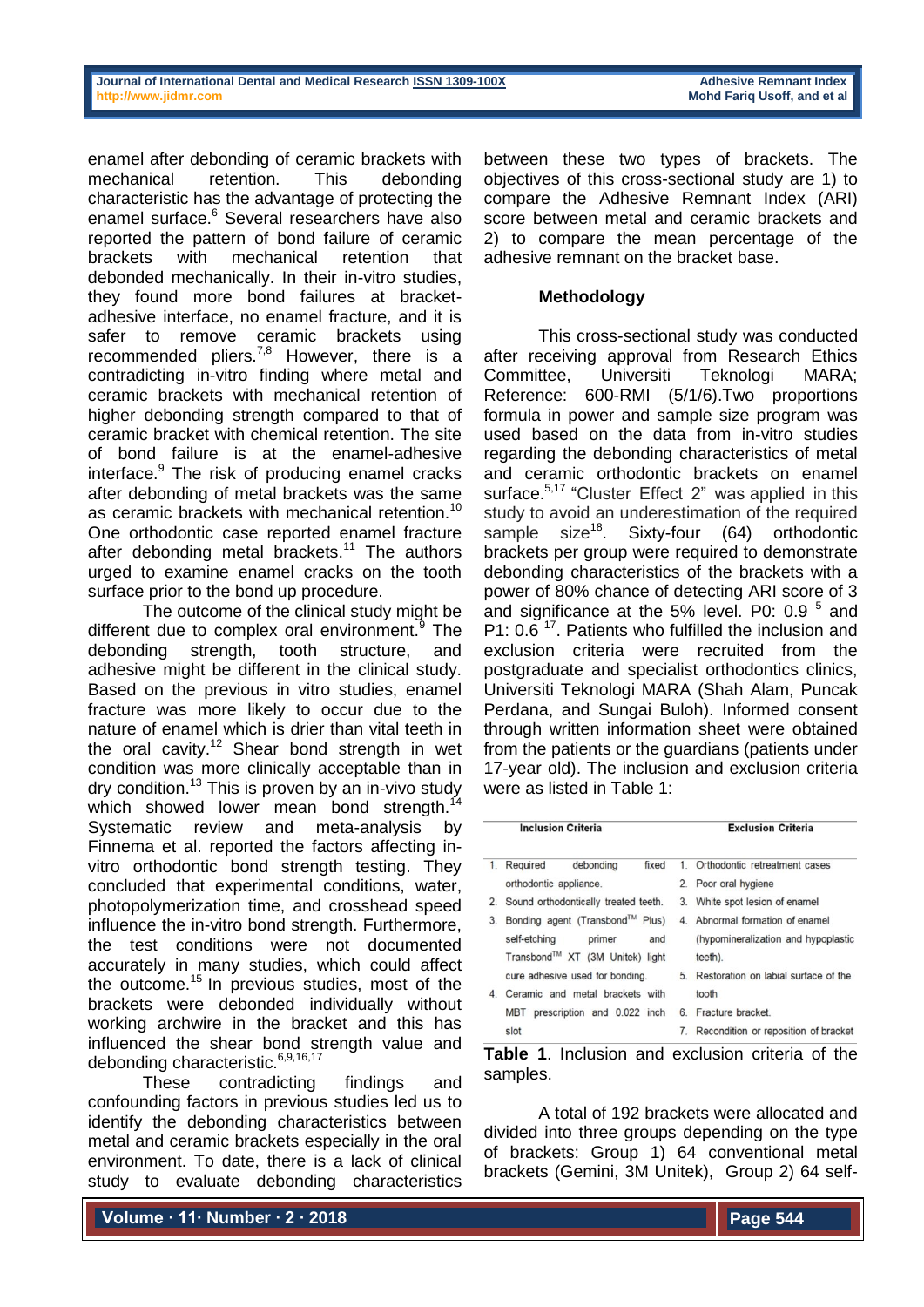enamel after debonding of ceramic brackets with mechanical retention. This debonding characteristic has the advantage of protecting the enamel surface.[6] Several researchers have also reported the pattern of bond failure of ceramic brackets with mechanical retention that debonded mechanically. In their in-vitro studies, they found more bond failures at bracket-adhesive interface, no enamel fracture, and it is safer to remove ceramic brackets using recommended pliers.[7,8] However, there is a contradicting in-vitro finding where metal and ceramic brackets with mechanical retention of higher debonding strength compared to that of ceramic bracket with chemical retention. The site of bond failure is at the enamel-adhesive interface.[9] The risk of producing enamel cracks after debonding of metal brackets was the same as ceramic brackets with mechanical retention.[10] One orthodontic case reported enamel fracture after debonding metal brackets.[11] The authors urged to examine enamel cracks on the tooth surface prior to the bond up procedure.

The outcome of the clinical study might be different due to complex oral environment.[9] The debonding strength, tooth structure, and adhesive might be different in the clinical study. Based on the previous in vitro studies, enamel fracture was more likely to occur due to the nature of enamel which is drier than vital teeth in the oral cavity.[12] Shear bond strength in wet condition was more clinically acceptable than in dry condition.[13] This is proven by an in-vivo study which showed lower mean bond strength.[14] Systematic review and meta-analysis by Finnema et al. reported the factors affecting in-vitro orthodontic bond strength testing. They concluded that experimental conditions, water, photopolymerization time, and crosshead speed influence the in-vitro bond strength. Furthermore, the test conditions were not documented accurately in many studies, which could affect the outcome.[15] In previous studies, most of the brackets were debonded individually without working archwire in the bracket and this has influenced the shear bond strength value and debonding characteristic.[6,9,16,17]

These contradicting findings and confounding factors in previous studies led us to identify the debonding characteristics between metal and ceramic brackets especially in the oral environment. To date, there is a lack of clinical study to evaluate debonding characteristics between these two types of brackets. The objectives of this cross-sectional study are 1) to compare the Adhesive Remnant Index (ARI) score between metal and ceramic brackets and 2) to compare the mean percentage of the adhesive remnant on the bracket base.

## Methodology

This cross-sectional study was conducted after receiving approval from Research Ethics Committee, Universiti Teknologi MARA; Reference: 600-RMI (5/1/6).Two proportions formula in power and sample size program was used based on the data from in-vitro studies regarding the debonding characteristics of metal and ceramic orthodontic brackets on enamel surface.[5,17] "Cluster Effect 2" was applied in this study to avoid an underestimation of the required sample size[18]. Sixty-four (64) orthodontic brackets per group were required to demonstrate debonding characteristics of the brackets with a power of 80% chance of detecting ARI score of 3 and significance at the 5% level. P0: 0.9 [5] and P1: 0.6 [17]. Patients who fulfilled the inclusion and exclusion criteria were recruited from the postgraduate and specialist orthodontics clinics, Universiti Teknologi MARA (Shah Alam, Puncak Perdana, and Sungai Buloh). Informed consent through written information sheet were obtained from the patients or the guardians (patients under 17-year old). The inclusion and exclusion criteria were as listed in Table 1:

| Inclusion Criteria | Exclusion Criteria |
|---|---|
| 1. Required debonding fixed orthodontic appliance. | 1. Orthodontic retreatment cases |
| 2. Sound orthodontically treated teeth. | 2. Poor oral hygiene |
| 3. Bonding agent (Transbond™ Plus) self-etching primer and Transbond™ XT (3M Unitek) light cure adhesive used for bonding. | 3. White spot lesion of enamel |
| 4. Ceramic and metal brackets with MBT prescription and 0.022 inch slot | 4. Abnormal formation of enamel (hypomineralization and hypoplastic teeth). |
| | 5. Restoration on labial surface of the tooth |
| | 6. Fracture bracket. |
| | 7. Recondition or reposition of bracket |

**Table 1**. Inclusion and exclusion criteria of the samples.

A total of 192 brackets were allocated and divided into three groups depending on the type of brackets: Group 1) 64 conventional metal brackets (Gemini, 3M Unitek), Group 2) 64 self-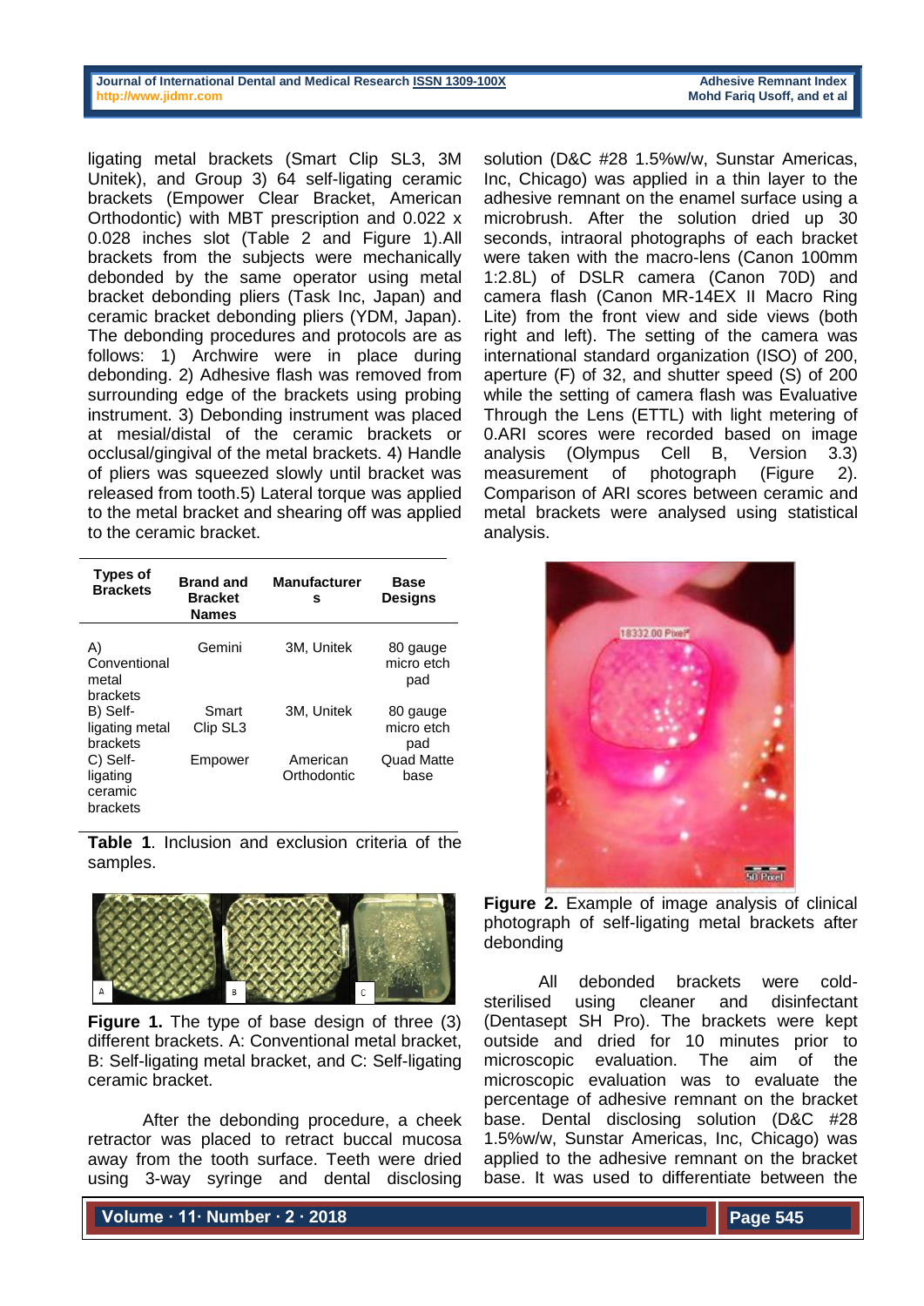ligating metal brackets (Smart Clip SL3, 3M Unitek), and Group 3) 64 self-ligating ceramic brackets (Empower Clear Bracket, American Orthodontic) with MBT prescription and 0.022 x 0.028 inches slot (Table 2 and Figure 1).All brackets from the subjects were mechanically debonded by the same operator using metal bracket debonding pliers (Task Inc, Japan) and ceramic bracket debonding pliers (YDM, Japan). The debonding procedures and protocols are as follows: 1) Archwire were in place during debonding. 2) Adhesive flash was removed from surrounding edge of the brackets using probing instrument. 3) Debonding instrument was placed at mesial/distal of the ceramic brackets or occlusal/gingival of the metal brackets. 4) Handle of pliers was squeezed slowly until bracket was released from tooth.5) Lateral torque was applied to the metal bracket and shearing off was applied to the ceramic bracket.

| Types of Brackets | Brand and Bracket Names | Manufacturers | Base Designs |
|---|---|---|---|
| A) Conventional metal brackets | Gemini | 3M, Unitek | 80 gauge micro etch pad |
| B) Self-ligating metal brackets | Smart Clip SL3 | 3M, Unitek | 80 gauge micro etch pad |
| C) Self-ligating ceramic brackets | Empower | American Orthodontic | Quad Matte base |

**Table 1**. Inclusion and exclusion criteria of the samples.

**Figure 1.** The type of base design of three (3) different brackets. A: Conventional metal bracket, B: Self-ligating metal bracket, and C: Self-ligating ceramic bracket.

After the debonding procedure, a cheek retractor was placed to retract buccal mucosa away from the tooth surface. Teeth were dried using 3-way syringe and dental disclosing solution (D&C #28 1.5%w/w, Sunstar Americas, Inc, Chicago) was applied in a thin layer to the adhesive remnant on the enamel surface using a microbrush. After the solution dried up 30 seconds, intraoral photographs of each bracket were taken with the macro-lens (Canon 100mm 1:2.8L) of DSLR camera (Canon 70D) and camera flash (Canon MR-14EX II Macro Ring Lite) from the front view and side views (both right and left). The setting of the camera was international standard organization (ISO) of 200, aperture (F) of 32, and shutter speed (S) of 200 while the setting of camera flash was Evaluative Through the Lens (ETTL) with light metering of 0.ARI scores were recorded based on image analysis (Olympus Cell B, Version 3.3) measurement of photograph (Figure 2). Comparison of ARI scores between ceramic and metal brackets were analysed using statistical analysis.

**Figure 2.** Example of image analysis of clinical photograph of self-ligating metal brackets after debonding

All debonded brackets were cold-sterilised using cleaner and disinfectant (Dentasept SH Pro). The brackets were kept outside and dried for 10 minutes prior to microscopic evaluation. The aim of the microscopic evaluation was to evaluate the percentage of adhesive remnant on the bracket base. Dental disclosing solution (D&C #28 1.5%w/w, Sunstar Americas, Inc, Chicago) was applied to the adhesive remnant on the bracket base. It was used to differentiate between the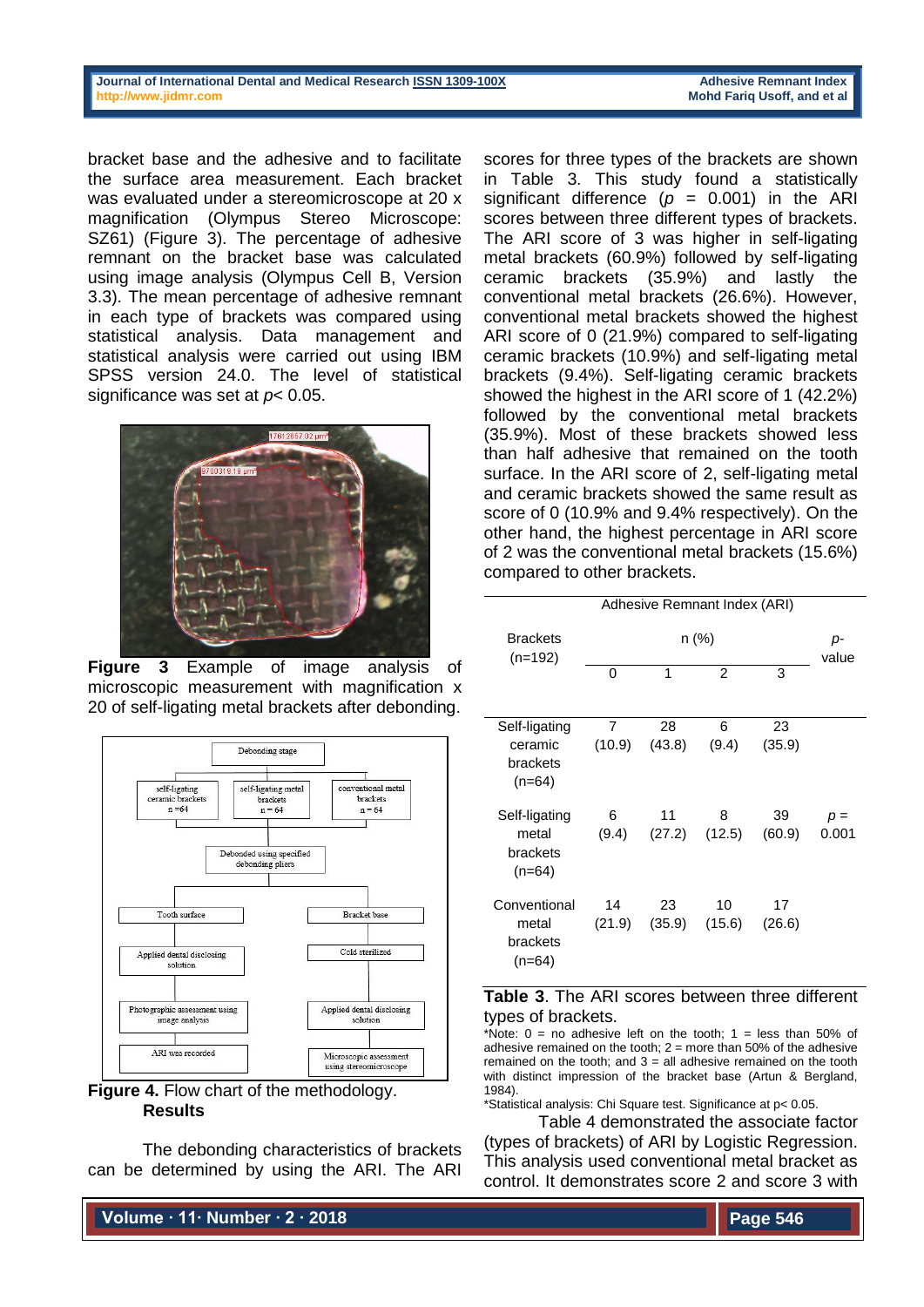bracket base and the adhesive and to facilitate the surface area measurement. Each bracket was evaluated under a stereomicroscope at 20 x magnification (Olympus Stereo Microscope: SZ61) (Figure 3). The percentage of adhesive remnant on the bracket base was calculated using image analysis (Olympus Cell B, Version 3.3). The mean percentage of adhesive remnant in each type of brackets was compared using statistical analysis. Data management and statistical analysis were carried out using IBM SPSS version 24.0. The level of statistical significance was set at *p*< 0.05.

**Figure 3** Example of image analysis of microscopic measurement with magnification x 20 of self-ligating metal brackets after debonding.

**Figure 4.** Flow chart of the methodology.

## Results

The debonding characteristics of brackets can be determined by using the ARI. The ARI scores for three types of the brackets are shown in Table 3. This study found a statistically significant difference ($p$ = 0.001) in the ARI scores between three different types of brackets. The ARI score of 3 was higher in self-ligating metal brackets (60.9%) followed by self-ligating ceramic brackets (35.9%) and lastly the conventional metal brackets (26.6%). However, conventional metal brackets showed the highest ARI score of 0 (21.9%) compared to self-ligating ceramic brackets (10.9%) and self-ligating metal brackets (9.4%). Self-ligating ceramic brackets showed the highest in the ARI score of 1 (42.2%) followed by the conventional metal brackets (35.9%). Most of these brackets showed less than half adhesive that remained on the tooth surface. In the ARI score of 2, self-ligating metal and ceramic brackets showed the same result as score of 0 (10.9% and 9.4% respectively). On the other hand, the highest percentage in ARI score of 2 was the conventional metal brackets (15.6%) compared to other brackets.

| Brackets (n=192) | Adhesive Remnant Index (ARI) n (%) | | | | *p*-value |
|---|---|---|---|---|---|
| | 0 | 1 | 2 | 3 | |
| Self-ligating ceramic brackets (n=64) | 7 (10.9) | 28 (43.8) | 6 (9.4) | 23 (35.9) | |
| Self-ligating metal brackets (n=64) | 6 (9.4) | 11 (27.2) | 8 (12.5) | 39 (60.9) | $p$ = 0.001 |
| Conventional metal brackets (n=64) | 14 (21.9) | 23 (35.9) | 10 (15.6) | 17 (26.6) | |

**Table 3**. The ARI scores between three different types of brackets.

*Note: 0 = no adhesive left on the tooth; 1 = less than 50% of adhesive remained on the tooth; 2 = more than 50% of the adhesive remained on the tooth; and 3 = all adhesive remained on the tooth with distinct impression of the bracket base (Artun & Bergland, 1984).

*Statistical analysis: Chi Square test. Significance at p< 0.05.

Table 4 demonstrated the associate factor (types of brackets) of ARI by Logistic Regression. This analysis used conventional metal bracket as control. It demonstrates score 2 and score 3 with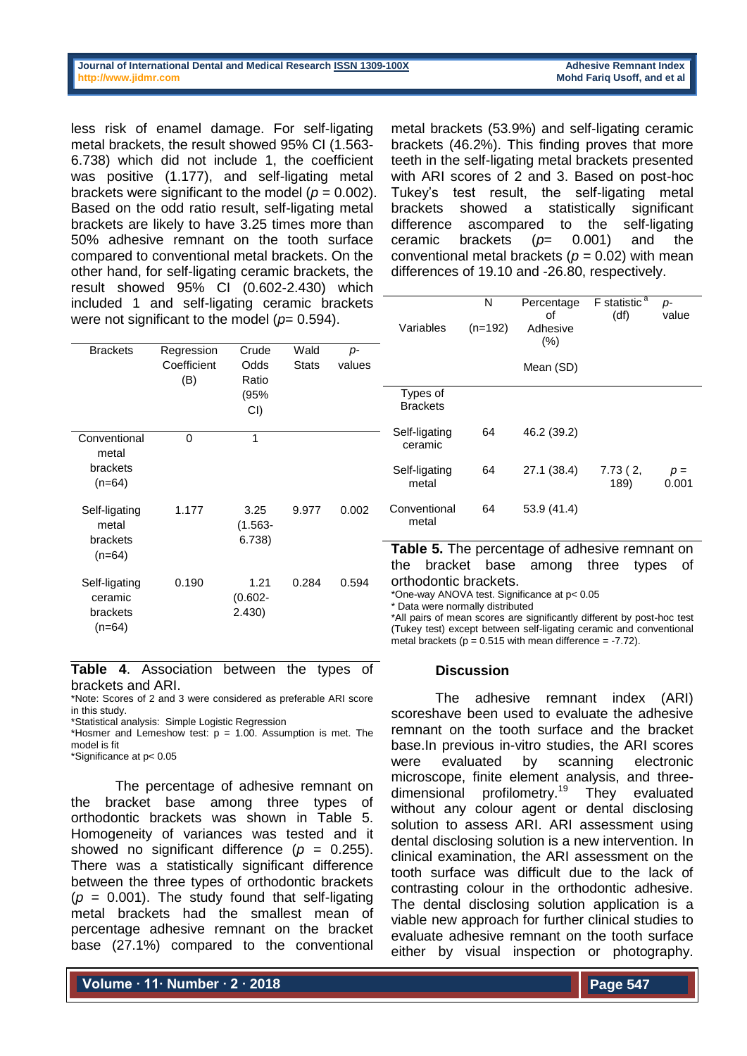less risk of enamel damage. For self-ligating metal brackets, the result showed 95% CI (1.563-6.738) which did not include 1, the coefficient was positive (1.177), and self-ligating metal brackets were significant to the model ($p$ = 0.002). Based on the odd ratio result, self-ligating metal brackets are likely to have 3.25 times more than 50% adhesive remnant on the tooth surface compared to conventional metal brackets. On the other hand, for self-ligating ceramic brackets, the result showed 95% CI (0.602-2.430) which included 1 and self-ligating ceramic brackets were not significant to the model ($p$= 0.594).

| Brackets | Regression Coefficient (B) | Crude Odds Ratio (95% CI) | Wald Stats | p-values |
|---|---|---|---|---|
| Conventional metal brackets (n=64) | 0 | 1 | | |
| Self-ligating metal brackets (n=64) | 1.177 | 3.25 (1.563-6.738) | 9.977 | 0.002 |
| Self-ligating ceramic brackets (n=64) | 0.190 | 1.21 (0.602-2.430) | 0.284 | 0.594 |

**Table 4**. Association between the types of brackets and ARI.

*Note: Scores of 2 and 3 were considered as preferable ARI score in this study.
*Statistical analysis: Simple Logistic Regression
*Hosmer and Lemeshow test: p = 1.00. Assumption is met. The model is fit
*Significance at p< 0.05

The percentage of adhesive remnant on the bracket base among three types of orthodontic brackets was shown in Table 5. Homogeneity of variances was tested and it showed no significant difference ($p$ = 0.255). There was a statistically significant difference between the three types of orthodontic brackets ($p$ = 0.001). The study found that self-ligating metal brackets had the smallest mean of percentage adhesive remnant on the bracket base (27.1%) compared to the conventional metal brackets (53.9%) and self-ligating ceramic brackets (46.2%). This finding proves that more teeth in the self-ligating metal brackets presented with ARI scores of 2 and 3. Based on post-hoc Tukey's test result, the self-ligating metal brackets showed a statistically significant difference ascompared to the self-ligating ceramic brackets ($p$= 0.001) and the conventional metal brackets ($p$ = 0.02) with mean differences of 19.10 and -26.80, respectively.

| Variables | N (n=192) | Percentage of Adhesive (%) Mean (SD) | F statistic [a] (df) | p-value |
|---|---|---|---|---|
| Types of Brackets | | | | |
| Self-ligating ceramic | 64 | 46.2 (39.2) | | |
| Self-ligating metal | 64 | 27.1 (38.4) | 7.73 ( 2, 189) | $p$ = 0.001 |
| Conventional metal | 64 | 53.9 (41.4) | | |

**Table 5.** The percentage of adhesive remnant on the bracket base among three types of orthodontic brackets.

*One-way ANOVA test. Significance at p< 0.05
* Data were normally distributed
*All pairs of mean scores are significantly different by post-hoc test (Tukey test) except between self-ligating ceramic and conventional metal brackets (p = 0.515 with mean difference = -7.72).

## Discussion

The adhesive remnant index (ARI) scoreshave been used to evaluate the adhesive remnant on the tooth surface and the bracket base.In previous in-vitro studies, the ARI scores were evaluated by scanning electronic microscope, finite element analysis, and three-dimensional profilometry.[19] They evaluated without any colour agent or dental disclosing solution to assess ARI. ARI assessment using dental disclosing solution is a new intervention. In clinical examination, the ARI assessment on the tooth surface was difficult due to the lack of contrasting colour in the orthodontic adhesive. The dental disclosing solution application is a viable new approach for further clinical studies to evaluate adhesive remnant on the tooth surface either by visual inspection or photography.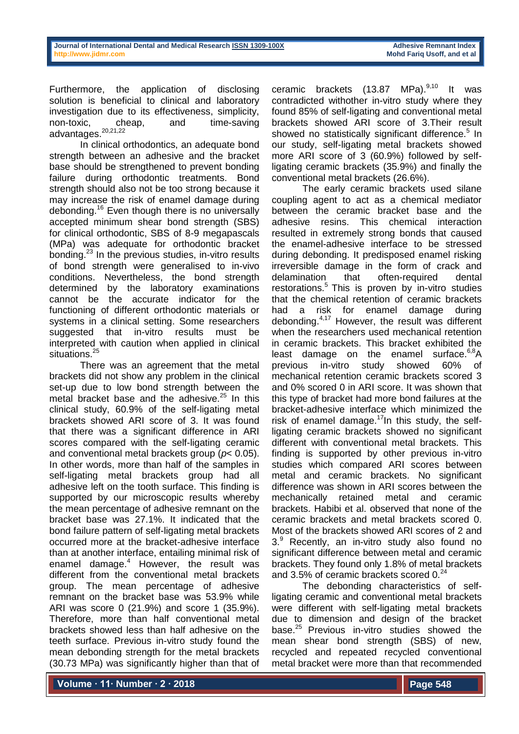Furthermore, the application of disclosing solution is beneficial to clinical and laboratory investigation due to its effectiveness, simplicity, non-toxic, cheap, and time-saving advantages.[20,21,22]

In clinical orthodontics, an adequate bond strength between an adhesive and the bracket base should be strengthened to prevent bonding failure during orthodontic treatments. Bond strength should also not be too strong because it may increase the risk of enamel damage during debonding.[16] Even though there is no universally accepted minimum shear bond strength (SBS) for clinical orthodontic, SBS of 8-9 megapascals (MPa) was adequate for orthodontic bracket bonding.[23] In the previous studies, in-vitro results of bond strength were generalised to in-vivo conditions. Nevertheless, the bond strength determined by the laboratory examinations cannot be the accurate indicator for the functioning of different orthodontic materials or systems in a clinical setting. Some researchers suggested that in-vitro results must be interpreted with caution when applied in clinical situations.[25]

There was an agreement that the metal brackets did not show any problem in the clinical set-up due to low bond strength between the metal bracket base and the adhesive.[25] In this clinical study, 60.9% of the self-ligating metal brackets showed ARI score of 3. It was found that there was a significant difference in ARI scores compared with the self-ligating ceramic and conventional metal brackets group ($p < 0.05$). In other words, more than half of the samples in self-ligating metal brackets group had all adhesive left on the tooth surface. This finding is supported by our microscopic results whereby the mean percentage of adhesive remnant on the bracket base was 27.1%. It indicated that the bond failure pattern of self-ligating metal brackets occurred more at the bracket-adhesive interface than at another interface, entailing minimal risk of enamel damage.[4] However, the result was different from the conventional metal brackets group. The mean percentage of adhesive remnant on the bracket base was 53.9% while ARI was score 0 (21.9%) and score 1 (35.9%). Therefore, more than half conventional metal brackets showed less than half adhesive on the teeth surface. Previous in-vitro study found the mean debonding strength for the metal brackets (30.73 MPa) was significantly higher than that of ceramic brackets (13.87 MPa).[9,10] It was contradicted withother in-vitro study where they found 85% of self-ligating and conventional metal brackets showed ARI score of 3.Their result showed no statistically significant difference.[5] In our study, self-ligating metal brackets showed more ARI score of 3 (60.9%) followed by self-ligating ceramic brackets (35.9%) and finally the conventional metal brackets (26.6%).

The early ceramic brackets used silane coupling agent to act as a chemical mediator between the ceramic bracket base and the adhesive resins. This chemical interaction resulted in extremely strong bonds that caused the enamel-adhesive interface to be stressed during debonding. It predisposed enamel risking irreversible damage in the form of crack and delamination that often-required dental restorations.[5] This is proven by in-vitro studies that the chemical retention of ceramic brackets had a risk for enamel damage during debonding.[4,17] However, the result was different when the researchers used mechanical retention in ceramic brackets. This bracket exhibited the least damage on the enamel surface.[6,8]A previous in-vitro study showed 60% of mechanical retention ceramic brackets scored 3 and 0% scored 0 in ARI score. It was shown that this type of bracket had more bond failures at the bracket-adhesive interface which minimized the risk of enamel damage.[17]In this study, the self-ligating ceramic brackets showed no significant different with conventional metal brackets. This finding is supported by other previous in-vitro studies which compared ARI scores between metal and ceramic brackets. No significant difference was shown in ARI scores between the mechanically retained metal and ceramic brackets. Habibi et al. observed that none of the ceramic brackets and metal brackets scored 0. Most of the brackets showed ARI scores of 2 and 3.[9] Recently, an in-vitro study also found no significant difference between metal and ceramic brackets. They found only 1.8% of metal brackets and 3.5% of ceramic brackets scored 0.[24]

The debonding characteristics of self-ligating ceramic and conventional metal brackets were different with self-ligating metal brackets due to dimension and design of the bracket base.[25] Previous in-vitro studies showed the mean shear bond strength (SBS) of new, recycled and repeated recycled conventional metal bracket were more than that recommended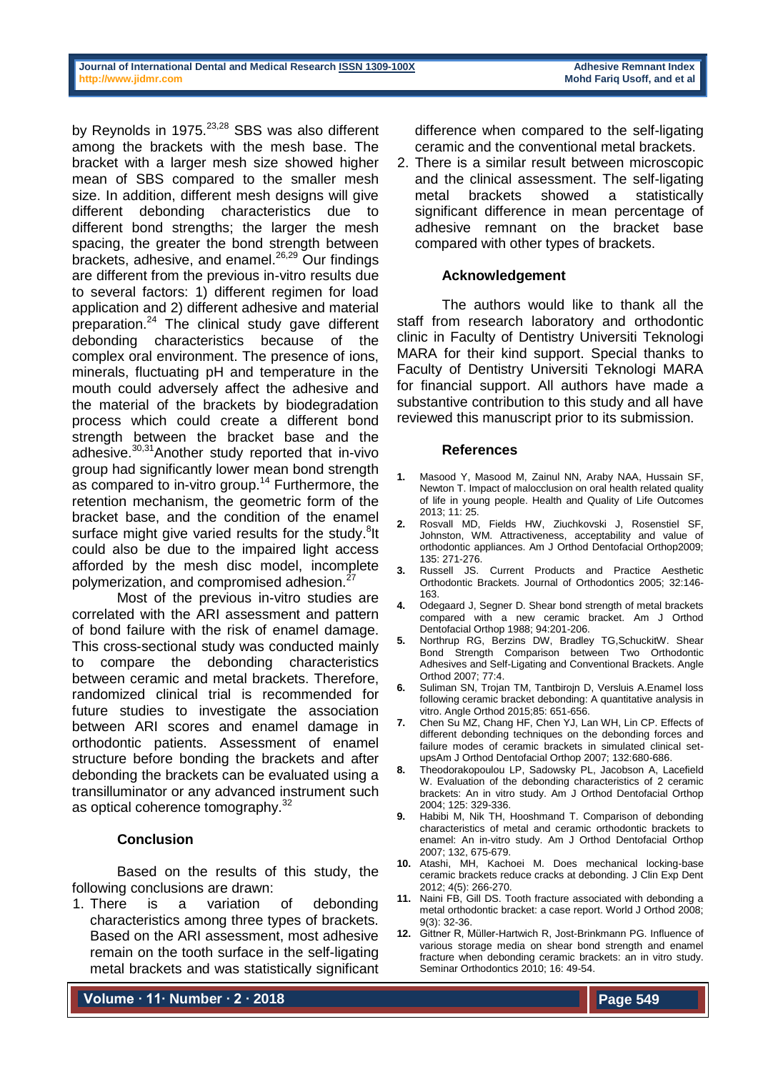by Reynolds in 1975.[23,28] SBS was also different among the brackets with the mesh base. The bracket with a larger mesh size showed higher mean of SBS compared to the smaller mesh size. In addition, different mesh designs will give different debonding characteristics due to different bond strengths; the larger the mesh spacing, the greater the bond strength between brackets, adhesive, and enamel.[26,29] Our findings are different from the previous in-vitro results due to several factors: 1) different regimen for load application and 2) different adhesive and material preparation.[24] The clinical study gave different debonding characteristics because of the complex oral environment. The presence of ions, minerals, fluctuating pH and temperature in the mouth could adversely affect the adhesive and the material of the brackets by biodegradation process which could create a different bond strength between the bracket base and the adhesive.[30,31] Another study reported that in-vivo group had significantly lower mean bond strength as compared to in-vitro group.[14] Furthermore, the retention mechanism, the geometric form of the bracket base, and the condition of the enamel surface might give varied results for the study.[8] It could also be due to the impaired light access afforded by the mesh disc model, incomplete polymerization, and compromised adhesion.[27]

Most of the previous in-vitro studies are correlated with the ARI assessment and pattern of bond failure with the risk of enamel damage. This cross-sectional study was conducted mainly to compare the debonding characteristics between ceramic and metal brackets. Therefore, randomized clinical trial is recommended for future studies to investigate the association between ARI scores and enamel damage in orthodontic patients. Assessment of enamel structure before bonding the brackets and after debonding the brackets can be evaluated using a transilluminator or any advanced instrument such as optical coherence tomography.[32]

## Conclusion

Based on the results of this study, the following conclusions are drawn:

1. There is a variation of debonding characteristics among three types of brackets. Based on the ARI assessment, most adhesive remain on the tooth surface in the self-ligating metal brackets and was statistically significant difference when compared to the self-ligating ceramic and the conventional metal brackets.
2. There is a similar result between microscopic and the clinical assessment. The self-ligating metal brackets showed a statistically significant difference in mean percentage of adhesive remnant on the bracket base compared with other types of brackets.

## Acknowledgement

The authors would like to thank all the staff from research laboratory and orthodontic clinic in Faculty of Dentistry Universiti Teknologi MARA for their kind support. Special thanks to Faculty of Dentistry Universiti Teknologi MARA for financial support. All authors have made a substantive contribution to this study and all have reviewed this manuscript prior to its submission.

## References

1. Masood Y, Masood M, Zainul NN, Araby NAA, Hussain SF, Newton T. Impact of malocclusion on oral health related quality of life in young people. Health and Quality of Life Outcomes 2013; 11: 25.
2. Rosvall MD, Fields HW, Ziuchkovski J, Rosenstiel SF, Johnston, WM. Attractiveness, acceptability and value of orthodontic appliances. Am J Orthod Dentofacial Orthop2009; 135: 271-276.
3. Russell JS. Current Products and Practice Aesthetic Orthodontic Brackets. Journal of Orthodontics 2005; 32:146-163.
4. Odegaard J, Segner D. Shear bond strength of metal brackets compared with a new ceramic bracket. Am J Orthod Dentofacial Orthop 1988; 94:201-206.
5. Northrup RG, Berzins DW, Bradley TG,SchuckitW. Shear Bond Strength Comparison between Two Orthodontic Adhesives and Self-Ligating and Conventional Brackets. Angle Orthod 2007; 77:4.
6. Suliman SN, Trojan TM, Tantbirojn D, Versluis A.Enamel loss following ceramic bracket debonding: A quantitative analysis in vitro. Angle Orthod 2015;85: 651-656.
7. Chen Su MZ, Chang HF, Chen YJ, Lan WH, Lin CP. Effects of different debonding techniques on the debonding forces and failure modes of ceramic brackets in simulated clinical set-upsAm J Orthod Dentofacial Orthop 2007; 132:680-686.
8. Theodorakopoulou LP, Sadowsky PL, Jacobson A, Lacefield W. Evaluation of the debonding characteristics of 2 ceramic brackets: An in vitro study. Am J Orthod Dentofacial Orthop 2004; 125: 329-336.
9. Habibi M, Nik TH, Hooshmand T. Comparison of debonding characteristics of metal and ceramic orthodontic brackets to enamel: An in-vitro study. Am J Orthod Dentofacial Orthop 2007; 132, 675-679.
10. Atashi, MH, Kachoei M. Does mechanical locking-base ceramic brackets reduce cracks at debonding. J Clin Exp Dent 2012; 4(5): 266-270.
11. Naini FB, Gill DS. Tooth fracture associated with debonding a metal orthodontic bracket: a case report. World J Orthod 2008; 9(3): 32-36.
12. Gittner R, Müller-Hartwich R, Jost-Brinkmann PG. Influence of various storage media on shear bond strength and enamel fracture when debonding ceramic brackets: an in vitro study. Seminar Orthodontics 2010; 16: 49-54.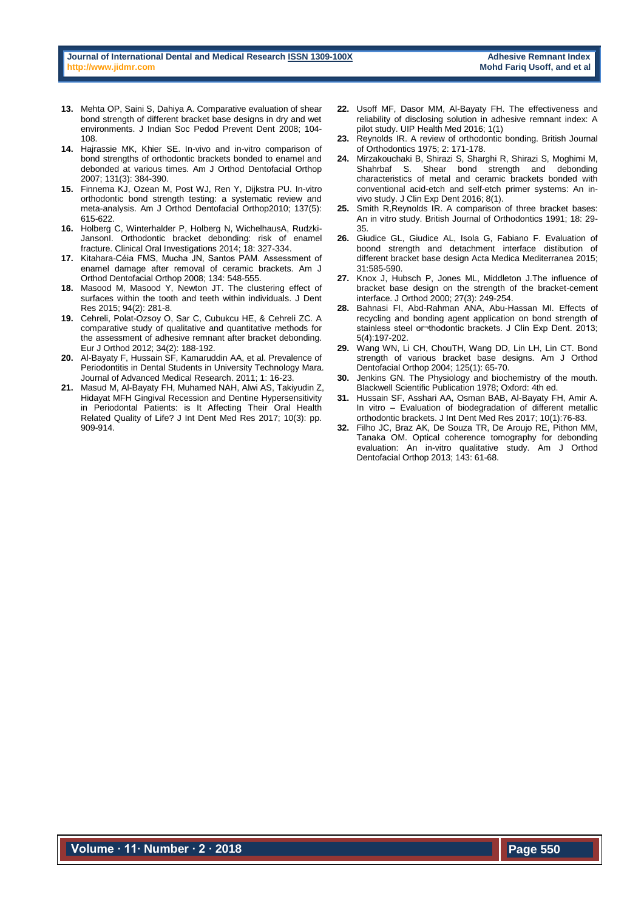13. Mehta OP, Saini S, Dahiya A. Comparative evaluation of shear bond strength of different bracket base designs in dry and wet environments. J Indian Soc Pedod Prevent Dent 2008; 104-108.
14. Hajrassie MK, Khier SE. In-vivo and in-vitro comparison of bond strengths of orthodontic brackets bonded to enamel and debonded at various times. Am J Orthod Dentofacial Orthop 2007; 131(3): 384-390.
15. Finnema KJ, Ozean M, Post WJ, Ren Y, Dijkstra PU. In-vitro orthodontic bond strength testing: a systematic review and meta-analysis. Am J Orthod Dentofacial Orthop2010; 137(5): 615-622.
16. Holberg C, Winterhalder P, Holberg N, WichelhausA, Rudzki-JansonI. Orthodontic bracket debonding: risk of enamel fracture. Clinical Oral Investigations 2014; 18: 327-334.
17. Kitahara-Céia FMS, Mucha JN, Santos PAM. Assessment of enamel damage after removal of ceramic brackets. Am J Orthod Dentofacial Orthop 2008; 134: 548-555.
18. Masood M, Masood Y, Newton JT. The clustering effect of surfaces within the tooth and teeth within individuals. J Dent Res 2015; 94(2): 281-8.
19. Cehreli, Polat-Ozsoy O, Sar C, Cubukcu HE, & Cehreli ZC. A comparative study of qualitative and quantitative methods for the assessment of adhesive remnant after bracket debonding. Eur J Orthod 2012; 34(2): 188-192.
20. Al-Bayaty F, Hussain SF, Kamaruddin AA, et al. Prevalence of Periodontitis in Dental Students in University Technology Mara. Journal of Advanced Medical Research. 2011; 1: 16-23.
21. Masud M, Al-Bayaty FH, Muhamed NAH, Alwi AS, Takiyudin Z, Hidayat MFH Gingival Recession and Dentine Hypersensitivity in Periodontal Patients: is It Affecting Their Oral Health Related Quality of Life? J Int Dent Med Res 2017; 10(3): pp. 909-914.
22. Usoff MF, Dasor MM, Al-Bayaty FH. The effectiveness and reliability of disclosing solution in adhesive remnant index: A pilot study. UIP Health Med 2016; 1(1)
23. Reynolds IR. A review of orthodontic bonding. British Journal of Orthodontics 1975; 2: 171-178.
24. Mirzakouchaki B, Shirazi S, Sharghi R, Shirazi S, Moghimi M, Shahrbaf S. Shear bond strength and debonding characteristics of metal and ceramic brackets bonded with conventional acid-etch and self-etch primer systems: An in-vivo study. J Clin Exp Dent 2016; 8(1).
25. Smith R,Reynolds IR. A comparison of three bracket bases: An in vitro study. British Journal of Orthodontics 1991; 18: 29-35.
26. Giudice GL, Giudice AL, Isola G, Fabiano F. Evaluation of boond strength and detachment interface distibution of different bracket base design Acta Medica Mediterranea 2015; 31:585-590.
27. Knox J, Hubsch P, Jones ML, Middleton J.The influence of bracket base design on the strength of the bracket-cement interface. J Orthod 2000; 27(3): 249-254.
28. Bahnasi FI, Abd-Rahman ANA, Abu-Hassan MI. Effects of recycling and bonding agent application on bond strength of stainless steel or¬thodontic brackets. J Clin Exp Dent. 2013; 5(4):197-202.
29. Wang WN, Li CH, ChouTH, Wang DD, Lin LH, Lin CT. Bond strength of various bracket base designs. Am J Orthod Dentofacial Orthop 2004; 125(1): 65-70.
30. Jenkins GN. The Physiology and biochemistry of the mouth. Blackwell Scientific Publication 1978; Oxford: 4th ed.
31. Hussain SF, Asshari AA, Osman BAB, Al-Bayaty FH, Amir A. In vitro – Evaluation of biodegradation of different metallic orthodontic brackets. J Int Dent Med Res 2017; 10(1):76-83.
32. Filho JC, Braz AK, De Souza TR, De Aroujo RE, Pithon MM, Tanaka OM. Optical coherence tomography for debonding evaluation: An in-vitro qualitative study. Am J Orthod Dentofacial Orthop 2013; 143: 61-68.